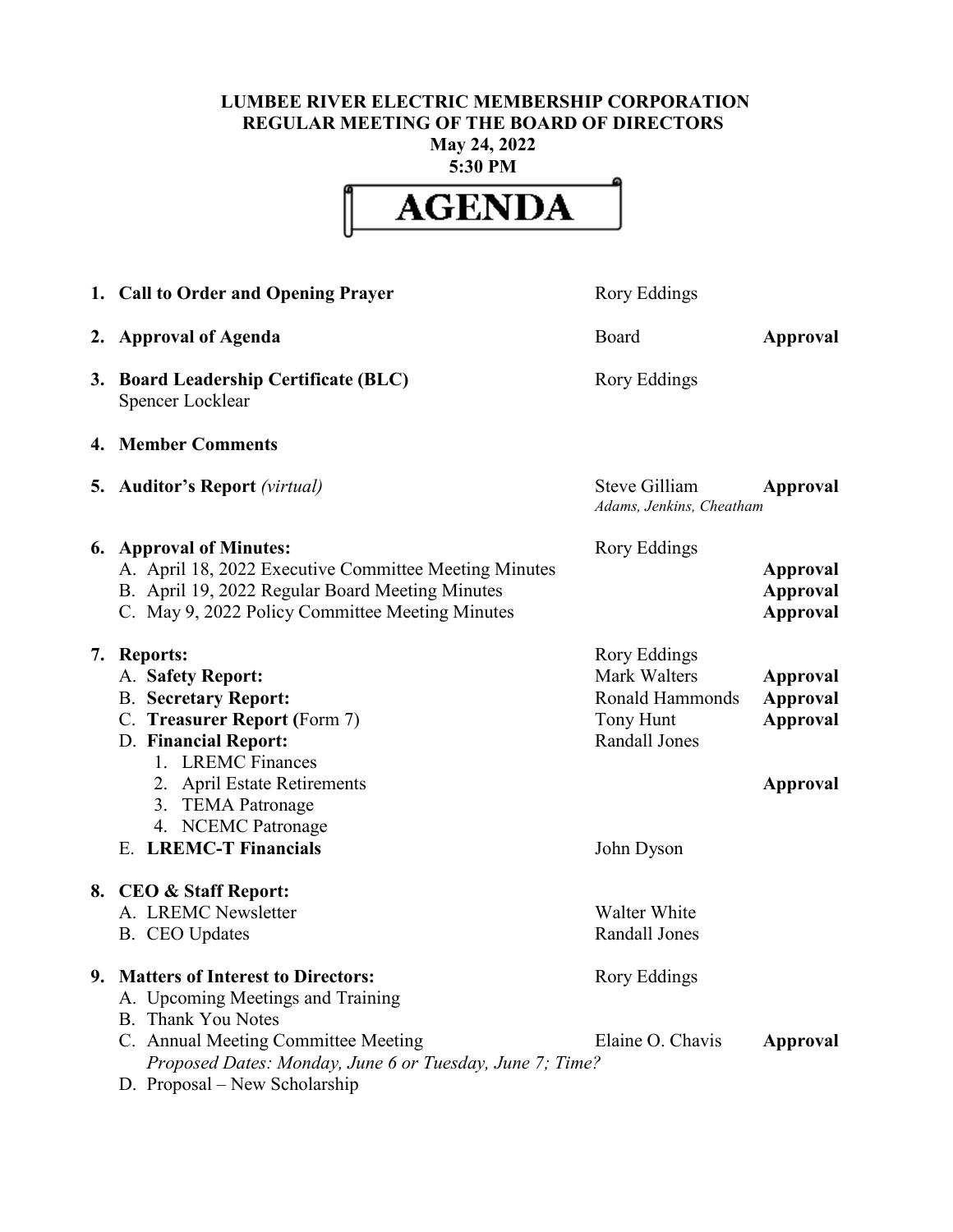**LUMBEE RIVER ELECTRIC MEMBERSHIP CORPORATION**
**REGULAR MEETING OF THE BOARD OF DIRECTORS**
**May 24, 2022**
**5:30 PM**

# AGENDA

| | | | |
|---|---|---|---|
| **1.** | **Call to Order and Opening Prayer** | Rory Eddings | |
| **2.** | **Approval of Agenda** | Board | **Approval** |
| **3.** | **Board Leadership Certificate (BLC)** Spencer Locklear | Rory Eddings | |
| **4.** | **Member Comments** | | |
| **5.** | **Auditor's Report** *(virtual)* | Steve Gilliam *Adams, Jenkins, Cheatham* | **Approval** |
| **6.** | **Approval of Minutes:** | Rory Eddings | |
| | A. April 18, 2022 Executive Committee Meeting Minutes | | **Approval** |
| | B. April 19, 2022 Regular Board Meeting Minutes | | **Approval** |
| | C. May 9, 2022 Policy Committee Meeting Minutes | | **Approval** |
| **7.** | **Reports:** | Rory Eddings | |
| | A. **Safety Report:** | Mark Walters | **Approval** |
| | B. **Secretary Report:** | Ronald Hammonds | **Approval** |
| | C. **Treasurer Report (**Form 7) | Tony Hunt | **Approval** |
| | D. **Financial Report:** | Randall Jones | |
| | 1. LREMC Finances | | |
| | 2. April Estate Retirements | | **Approval** |
| | 3. TEMA Patronage | | |
| | 4. NCEMC Patronage | | |
| | E. **LREMC-T Financials** | John Dyson | |
| **8.** | **CEO & Staff Report:** | | |
| | A. LREMC Newsletter | Walter White | |
| | B. CEO Updates | Randall Jones | |
| **9.** | **Matters of Interest to Directors:** | Rory Eddings | |
| | A. Upcoming Meetings and Training | | |
| | B. Thank You Notes | | |
| | C. Annual Meeting Committee Meeting *Proposed Dates: Monday, June 6 or Tuesday, June 7; Time?* | Elaine O. Chavis | **Approval** |
| | D. Proposal – New Scholarship | | |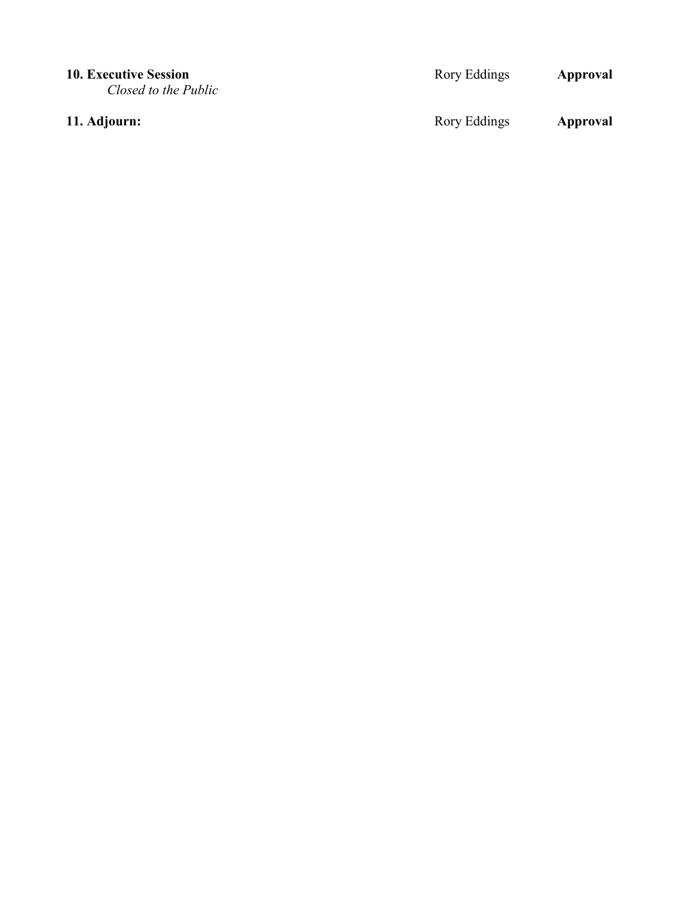**10. Executive Session** Rory Eddings **Approval**

*Closed to the Public*

**11. Adjourn:** Rory Eddings **Approval**